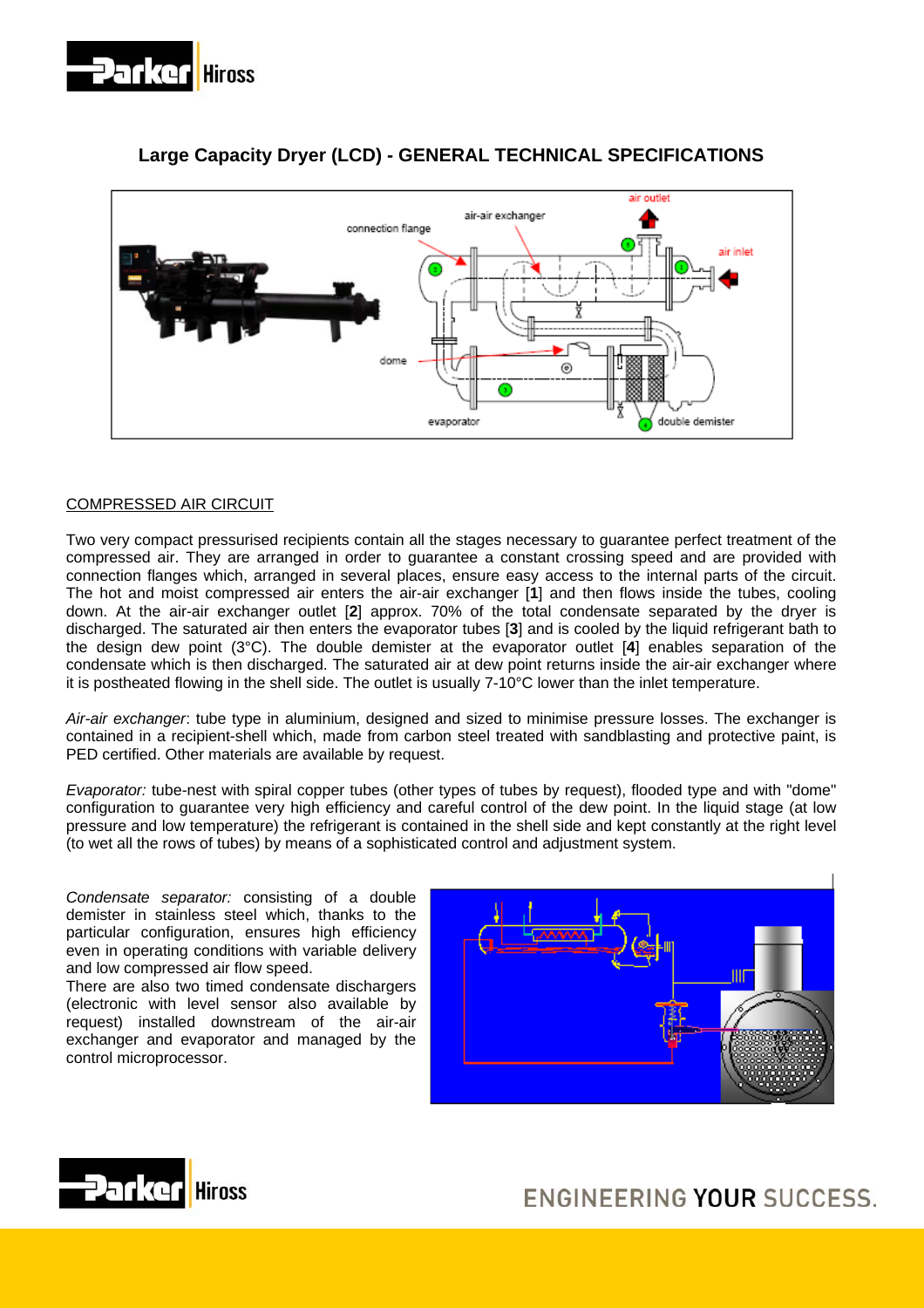# Large Capacity Dryer (LCD) - GENERAL TECHNICAL SPECIFICATIONS

## COMPRESSED AIR CIRCUIT

Two very compact pressurised recipients contain all the stages necessary to guarantee perfect treatment of the compressed air. They are arranged in order to guarantee a constant crossing speed and are provided with connection flanges which, arranged in several places, ensure easy access to the internal parts of the circuit. The hot and moist compressed air enters the air-air exchanger [**1**] and then flows inside the tubes, cooling down. At the air-air exchanger outlet [**2**] approx. 70% of the total condensate separated by the dryer is discharged. The saturated air then enters the evaporator tubes [**3**] and is cooled by the liquid refrigerant bath to the design dew point (3°C). The double demister at the evaporator outlet [**4**] enables separation of the condensate which is then discharged. The saturated air at dew point returns inside the air-air exchanger where it is postheated flowing in the shell side. The outlet is usually 7-10°C lower than the inlet temperature.

*Air-air exchanger*: tube type in aluminium, designed and sized to minimise pressure losses. The exchanger is contained in a recipient-shell which, made from carbon steel treated with sandblasting and protective paint, is PED certified. Other materials are available by request.

*Evaporator:* tube-nest with spiral copper tubes (other types of tubes by request), flooded type and with "dome" configuration to guarantee very high efficiency and careful control of the dew point. In the liquid stage (at low pressure and low temperature) the refrigerant is contained in the shell side and kept constantly at the right level (to wet all the rows of tubes) by means of a sophisticated control and adjustment system.

*Condensate separator:* consisting of a double demister in stainless steel which, thanks to the particular configuration, ensures high efficiency even in operating conditions with variable delivery and low compressed air flow speed.

There are also two timed condensate dischargers (electronic with level sensor also available by request) installed downstream of the air-air exchanger and evaporator and managed by the control microprocessor.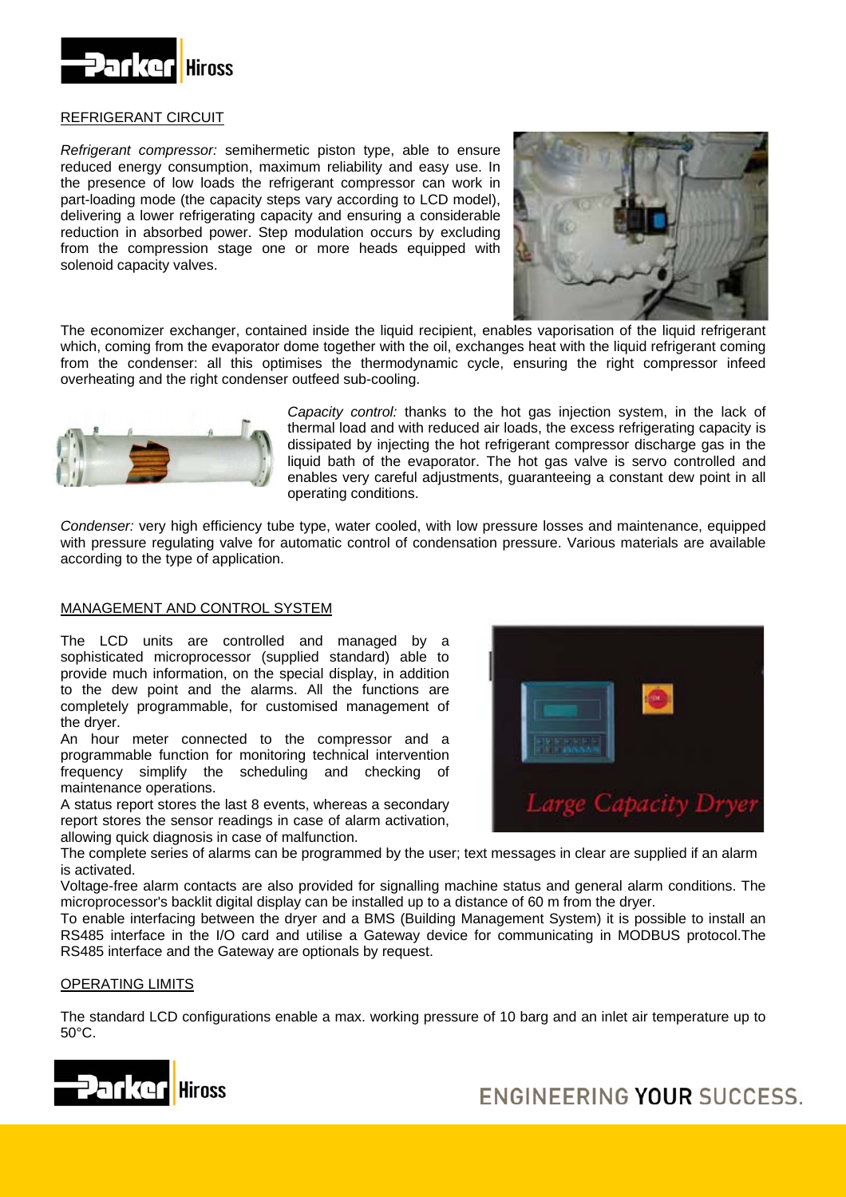## REFRIGERANT CIRCUIT

*Refrigerant compressor:* semihermetic piston type, able to ensure reduced energy consumption, maximum reliability and easy use. In the presence of low loads the refrigerant compressor can work in part-loading mode (the capacity steps vary according to LCD model), delivering a lower refrigerating capacity and ensuring a considerable reduction in absorbed power. Step modulation occurs by excluding from the compression stage one or more heads equipped with solenoid capacity valves.

The economizer exchanger, contained inside the liquid recipient, enables vaporisation of the liquid refrigerant which, coming from the evaporator dome together with the oil, exchanges heat with the liquid refrigerant coming from the condenser: all this optimises the thermodynamic cycle, ensuring the right compressor infeed overheating and the right condenser outfeed sub-cooling.

*Capacity control:* thanks to the hot gas injection system, in the lack of thermal load and with reduced air loads, the excess refrigerating capacity is dissipated by injecting the hot refrigerant compressor discharge gas in the liquid bath of the evaporator. The hot gas valve is servo controlled and enables very careful adjustments, guaranteeing a constant dew point in all operating conditions.

*Condenser:* very high efficiency tube type, water cooled, with low pressure losses and maintenance, equipped with pressure regulating valve for automatic control of condensation pressure. Various materials are available according to the type of application.

## MANAGEMENT AND CONTROL SYSTEM

The LCD units are controlled and managed by a sophisticated microprocessor (supplied standard) able to provide much information, on the special display, in addition to the dew point and the alarms. All the functions are completely programmable, for customised management of the dryer.

An hour meter connected to the compressor and a programmable function for monitoring technical intervention frequency simplify the scheduling and checking of maintenance operations.

A status report stores the last 8 events, whereas a secondary report stores the sensor readings in case of alarm activation, allowing quick diagnosis in case of malfunction.

The complete series of alarms can be programmed by the user; text messages in clear are supplied if an alarm is activated.

Voltage-free alarm contacts are also provided for signalling machine status and general alarm conditions. The microprocessor's backlit digital display can be installed up to a distance of 60 m from the dryer.

To enable interfacing between the dryer and a BMS (Building Management System) it is possible to install an RS485 interface in the I/O card and utilise a Gateway device for communicating in MODBUS protocol.The RS485 interface and the Gateway are optionals by request.

## OPERATING LIMITS

The standard LCD configurations enable a max. working pressure of 10 barg and an inlet air temperature up to 50°C.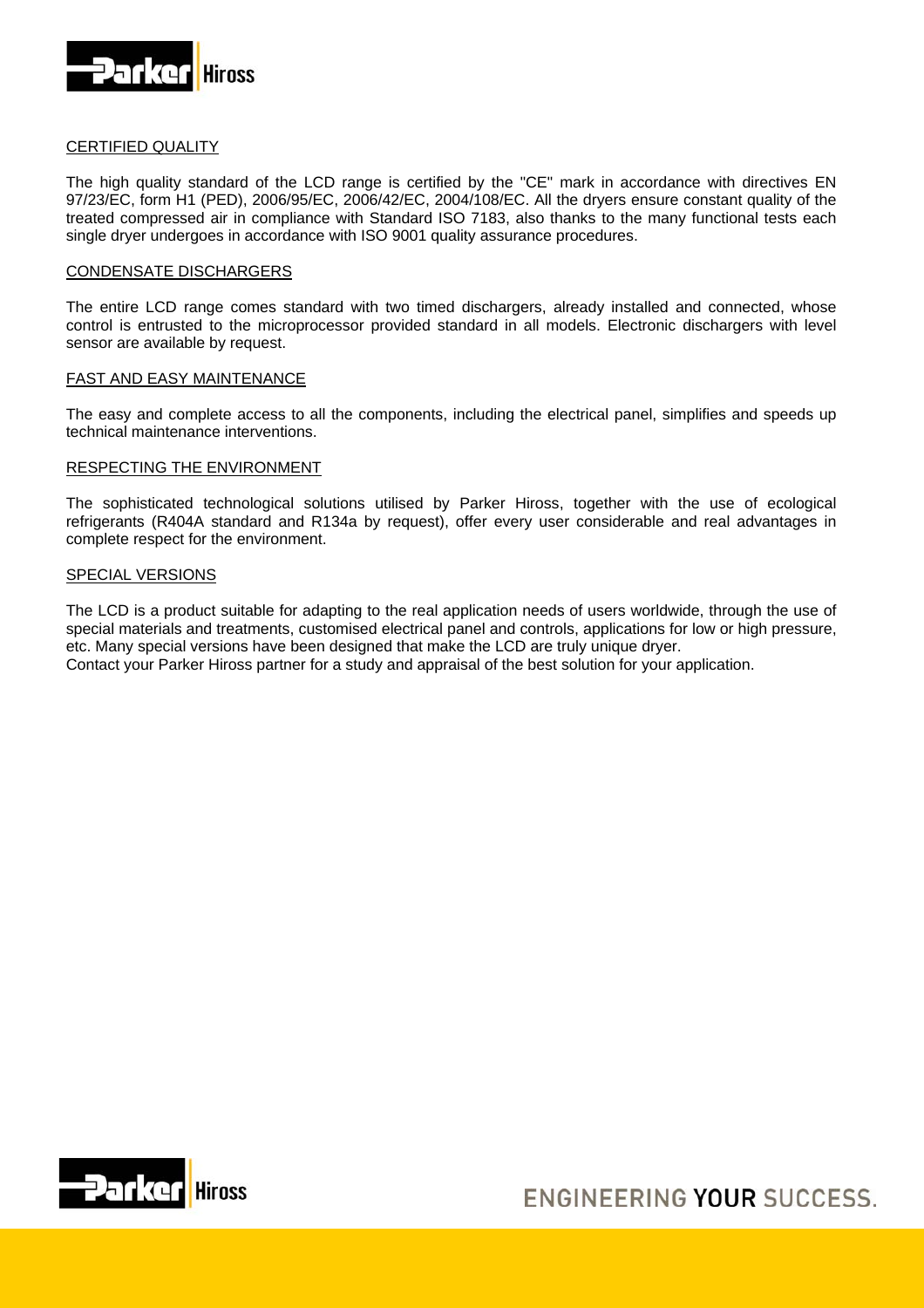CERTIFIED QUALITY

The high quality standard of the LCD range is certified by the "CE" mark in accordance with directives EN 97/23/EC, form H1 (PED), 2006/95/EC, 2006/42/EC, 2004/108/EC. All the dryers ensure constant quality of the treated compressed air in compliance with Standard ISO 7183, also thanks to the many functional tests each single dryer undergoes in accordance with ISO 9001 quality assurance procedures.

CONDENSATE DISCHARGERS

The entire LCD range comes standard with two timed dischargers, already installed and connected, whose control is entrusted to the microprocessor provided standard in all models. Electronic dischargers with level sensor are available by request.

FAST AND EASY MAINTENANCE

The easy and complete access to all the components, including the electrical panel, simplifies and speeds up technical maintenance interventions.

RESPECTING THE ENVIRONMENT

The sophisticated technological solutions utilised by Parker Hiross, together with the use of ecological refrigerants (R404A standard and R134a by request), offer every user considerable and real advantages in complete respect for the environment.

SPECIAL VERSIONS

The LCD is a product suitable for adapting to the real application needs of users worldwide, through the use of special materials and treatments, customised electrical panel and controls, applications for low or high pressure, etc. Many special versions have been designed that make the LCD are truly unique dryer.
Contact your Parker Hiross partner for a study and appraisal of the best solution for your application.

ENGINEERING YOUR SUCCESS.